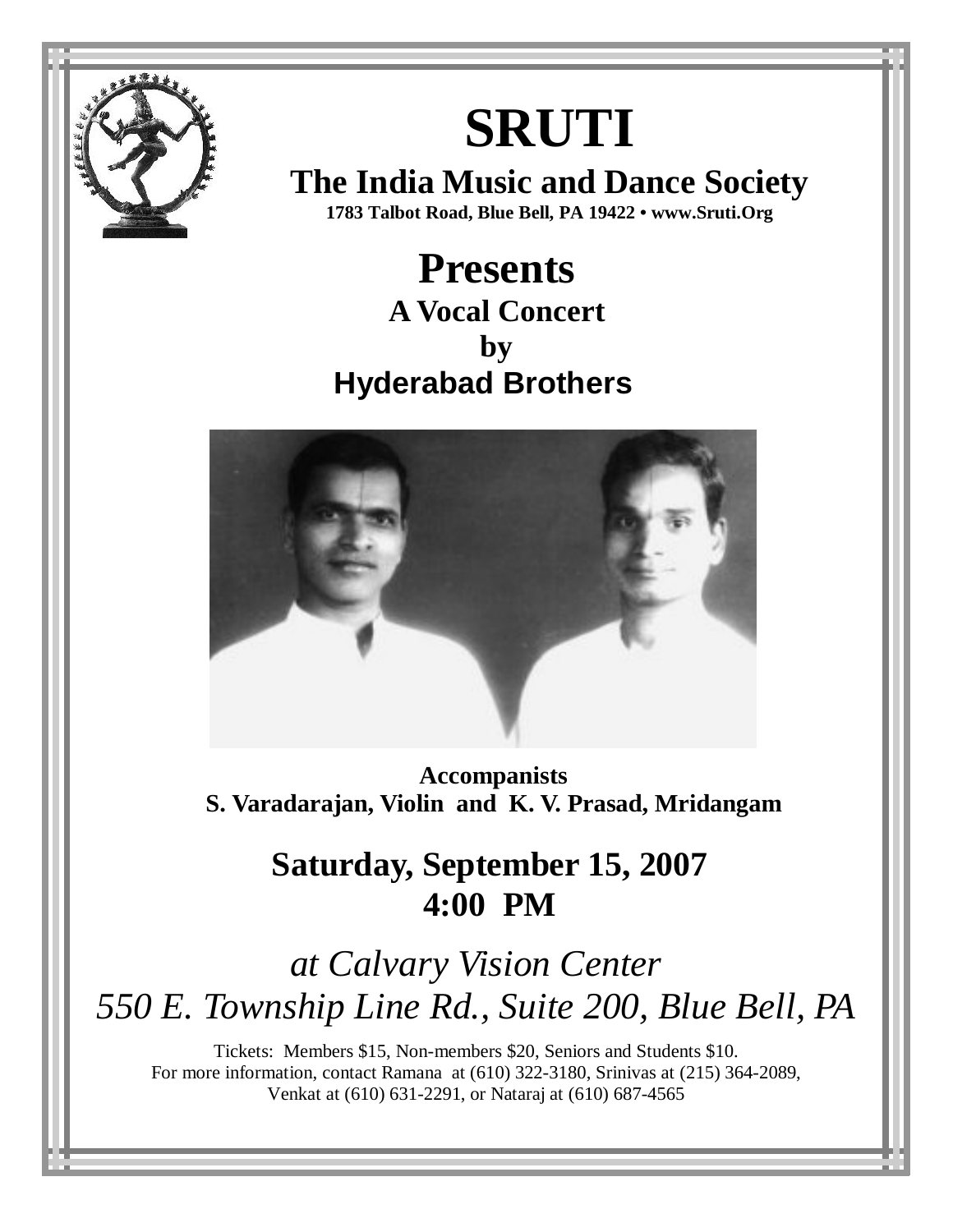# SRUTI

## The India Music and Dance Society

**1783 Talbot Road, Blue Bell, PA 19422 • www.Sruti.Org**

# Presents

## A Vocal Concert

## by

## Hyderabad Brothers

**Accompanists**
**S. Varadarajan, Violin and K. V. Prasad, Mridangam**

## Saturday, September 15, 2007
## 4:00 PM

*at Calvary Vision Center*
*550 E. Township Line Rd., Suite 200, Blue Bell, PA*

Tickets: Members $15, Non-members $20, Seniors and Students $10.
For more information, contact Ramana at (610) 322-3180, Srinivas at (215) 364-2089, Venkat at (610) 631-2291, or Nataraj at (610) 687-4565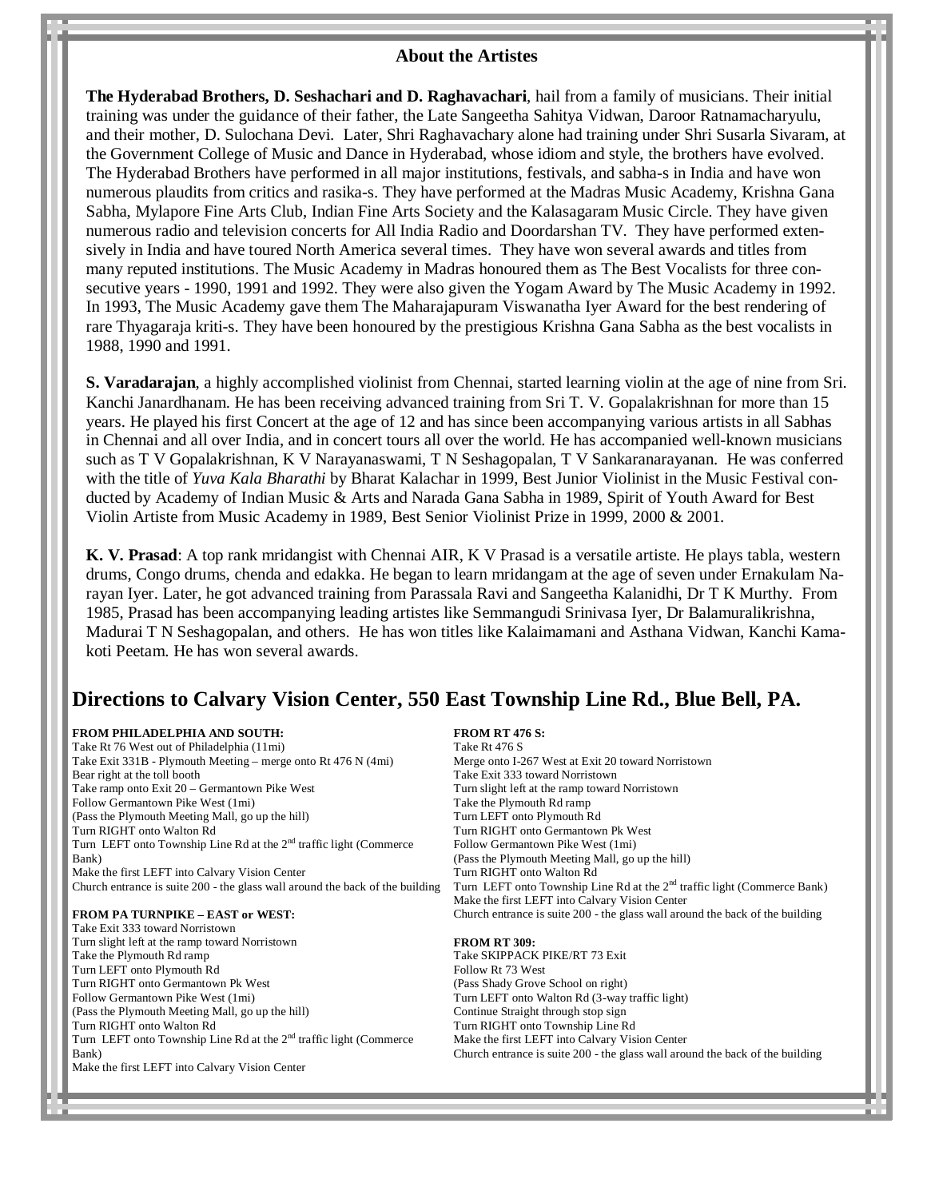## About the Artistes

**The Hyderabad Brothers, D. Seshachari and D. Raghavachari**, hail from a family of musicians. Their initial training was under the guidance of their father, the Late Sangeetha Sahitya Vidwan, Daroor Ratnamacharyulu, and their mother, D. Sulochana Devi. Later, Shri Raghavachary alone had training under Shri Susarla Sivaram, at the Government College of Music and Dance in Hyderabad, whose idiom and style, the brothers have evolved. The Hyderabad Brothers have performed in all major institutions, festivals, and sabha-s in India and have won numerous plaudits from critics and rasika-s. They have performed at the Madras Music Academy, Krishna Gana Sabha, Mylapore Fine Arts Club, Indian Fine Arts Society and the Kalasagaram Music Circle. They have given numerous radio and television concerts for All India Radio and Doordarshan TV. They have performed extensively in India and have toured North America several times. They have won several awards and titles from many reputed institutions. The Music Academy in Madras honoured them as The Best Vocalists for three consecutive years - 1990, 1991 and 1992. They were also given the Yogam Award by The Music Academy in 1992. In 1993, The Music Academy gave them The Maharajapuram Viswanatha Iyer Award for the best rendering of rare Thyagaraja kriti-s. They have been honoured by the prestigious Krishna Gana Sabha as the best vocalists in 1988, 1990 and 1991.

**S. Varadarajan**, a highly accomplished violinist from Chennai, started learning violin at the age of nine from Sri. Kanchi Janardhanam. He has been receiving advanced training from Sri T. V. Gopalakrishnan for more than 15 years. He played his first Concert at the age of 12 and has since been accompanying various artists in all Sabhas in Chennai and all over India, and in concert tours all over the world. He has accompanied well-known musicians such as T V Gopalakrishnan, K V Narayanaswami, T N Seshagopalan, T V Sankaranarayanan. He was conferred with the title of *Yuva Kala Bharathi* by Bharat Kalachar in 1999, Best Junior Violinist in the Music Festival conducted by Academy of Indian Music & Arts and Narada Gana Sabha in 1989, Spirit of Youth Award for Best Violin Artiste from Music Academy in 1989, Best Senior Violinist Prize in 1999, 2000 & 2001.

**K. V. Prasad**: A top rank mridangist with Chennai AIR, K V Prasad is a versatile artiste. He plays tabla, western drums, Congo drums, chenda and edakka. He began to learn mridangam at the age of seven under Ernakulam Narayan Iyer. Later, he got advanced training from Parassala Ravi and Sangeetha Kalanidhi, Dr T K Murthy. From 1985, Prasad has been accompanying leading artistes like Semmangudi Srinivasa Iyer, Dr Balamuralikrishna, Madurai T N Seshagopalan, and others. He has won titles like Kalaimamani and Asthana Vidwan, Kanchi Kamakoti Peetam. He has won several awards.

# Directions to Calvary Vision Center, 550 East Township Line Rd., Blue Bell, PA.

**FROM PHILADELPHIA AND SOUTH:**
Take Rt 76 West out of Philadelphia (11mi)
Take Exit 331B - Plymouth Meeting – merge onto Rt 476 N (4mi)
Bear right at the toll booth
Take ramp onto Exit 20 – Germantown Pike West
Follow Germantown Pike West (1mi)
(Pass the Plymouth Meeting Mall, go up the hill)
Turn RIGHT onto Walton Rd
Turn LEFT onto Township Line Rd at the 2nd traffic light (Commerce Bank)
Make the first LEFT into Calvary Vision Center
Church entrance is suite 200 - the glass wall around the back of the building

**FROM PA TURNPIKE – EAST or WEST:**
Take Exit 333 toward Norristown
Turn slight left at the ramp toward Norristown
Take the Plymouth Rd ramp
Turn LEFT onto Plymouth Rd
Turn RIGHT onto Germantown Pk West
Follow Germantown Pike West (1mi)
(Pass the Plymouth Meeting Mall, go up the hill)
Turn RIGHT onto Walton Rd
Turn LEFT onto Township Line Rd at the 2nd traffic light (Commerce Bank)
Make the first LEFT into Calvary Vision Center

**FROM RT 476 S:**
Take Rt 476 S
Merge onto I-267 West at Exit 20 toward Norristown
Take Exit 333 toward Norristown
Turn slight left at the ramp toward Norristown
Take the Plymouth Rd ramp
Turn LEFT onto Plymouth Rd
Turn RIGHT onto Germantown Pk West
Follow Germantown Pike West (1mi)
(Pass the Plymouth Meeting Mall, go up the hill)
Turn RIGHT onto Walton Rd
Turn LEFT onto Township Line Rd at the 2nd traffic light (Commerce Bank)
Make the first LEFT into Calvary Vision Center
Church entrance is suite 200 - the glass wall around the back of the building

**FROM RT 309:**
Take SKIPPACK PIKE/RT 73 Exit
Follow Rt 73 West
(Pass Shady Grove School on right)
Turn LEFT onto Walton Rd (3-way traffic light)
Continue Straight through stop sign
Turn RIGHT onto Township Line Rd
Make the first LEFT into Calvary Vision Center
Church entrance is suite 200 - the glass wall around the back of the building